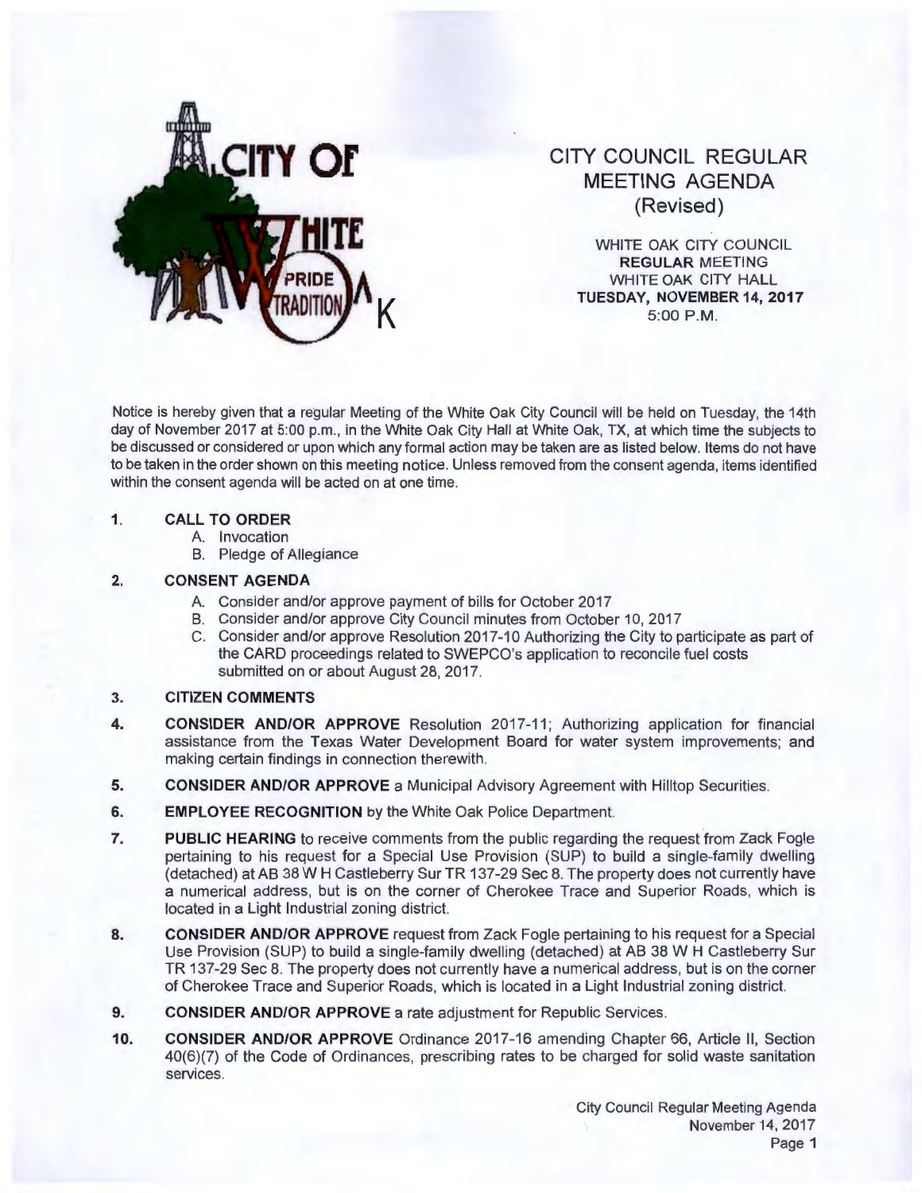# CITY COUNCIL REGULAR MEETING AGENDA (Revised)

WHITE OAK CITY COUNCIL
**REGULAR** MEETING
WHITE OAK CITY HALL
**TUESDAY, NOVEMBER 14, 2017**
5:00 P.M.

Notice is hereby given that a regular Meeting of the White Oak City Council will be held on Tuesday, the 14th day of November 2017 at 5:00 p.m., in the White Oak City Hall at White Oak, TX, at which time the subjects to be discussed or considered or upon which any formal action may be taken are as listed below. Items do not have to be taken in the order shown on this meeting notice. Unless removed from the consent agenda, items identified within the consent agenda will be acted on at one time.

1. **CALL TO ORDER**
   A. Invocation
   B. Pledge of Allegiance

2. **CONSENT AGENDA**
   A. Consider and/or approve payment of bills for October 2017
   B. Consider and/or approve City Council minutes from October 10, 2017
   C. Consider and/or approve Resolution 2017-10 Authorizing the City to participate as part of the CARD proceedings related to SWEPCO's application to reconcile fuel costs submitted on or about August 28, 2017.

3. **CITIZEN COMMENTS**

4. **CONSIDER AND/OR APPROVE** Resolution 2017-11; Authorizing application for financial assistance from the Texas Water Development Board for water system improvements; and making certain findings in connection therewith.

5. **CONSIDER AND/OR APPROVE** a Municipal Advisory Agreement with Hilltop Securities.

6. **EMPLOYEE RECOGNITION** by the White Oak Police Department.

7. **PUBLIC HEARING** to receive comments from the public regarding the request from Zack Fogle pertaining to his request for a Special Use Provision (SUP) to build a single-family dwelling (detached) at AB 38 W H Castleberry Sur TR 137-29 Sec 8. The property does not currently have a numerical address, but is on the corner of Cherokee Trace and Superior Roads, which is located in a Light Industrial zoning district.

8. **CONSIDER AND/OR APPROVE** request from Zack Fogle pertaining to his request for a Special Use Provision (SUP) to build a single-family dwelling (detached) at AB 38 W H Castleberry Sur TR 137-29 Sec 8. The property does not currently have a numerical address, but is on the corner of Cherokee Trace and Superior Roads, which is located in a Light Industrial zoning district.

9. **CONSIDER AND/OR APPROVE** a rate adjustment for Republic Services.

10. **CONSIDER AND/OR APPROVE** Ordinance 2017-16 amending Chapter 66, Article II, Section 40(6)(7) of the Code of Ordinances, prescribing rates to be charged for solid waste sanitation services.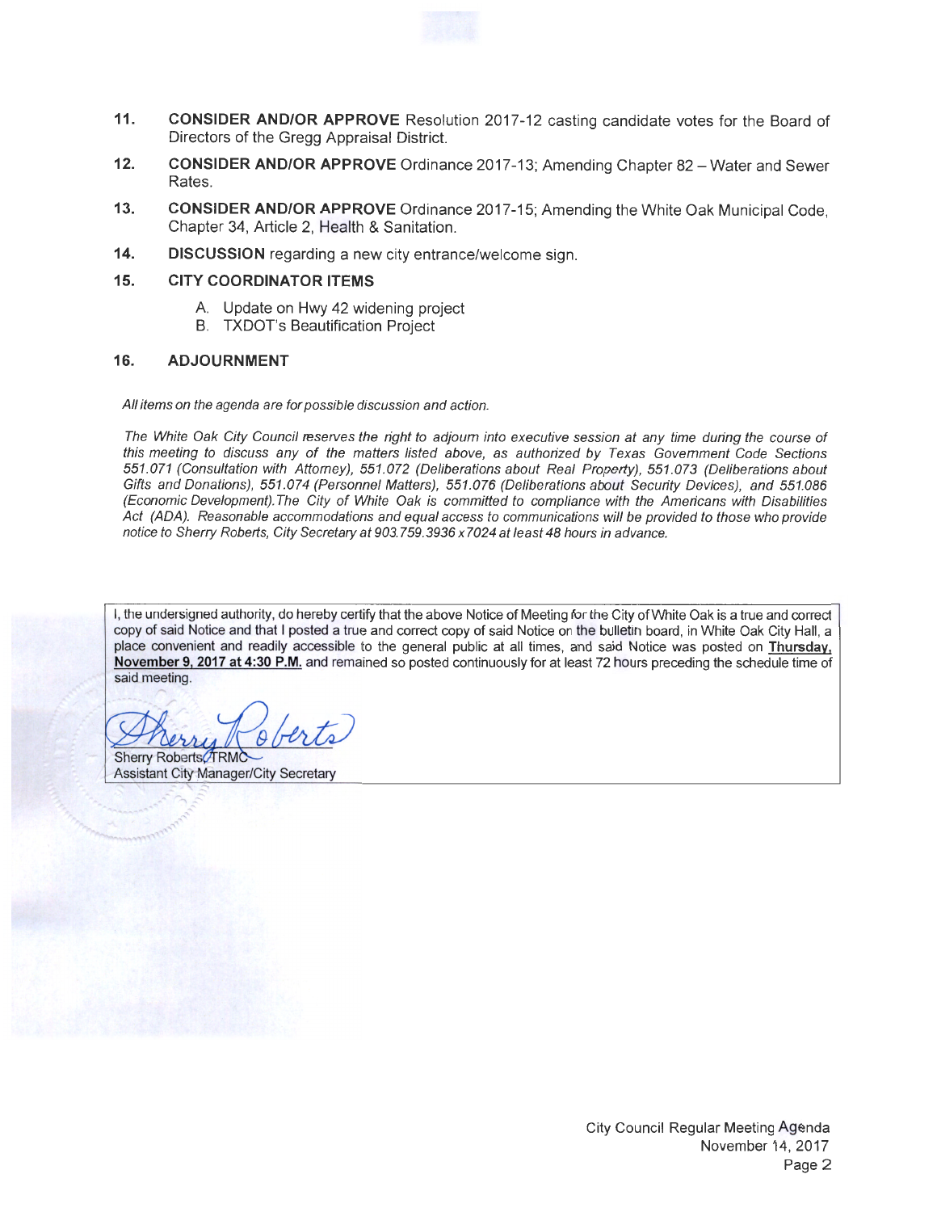11. **CONSIDER AND/OR APPROVE** Resolution 2017-12 casting candidate votes for the Board of Directors of the Gregg Appraisal District.

12. **CONSIDER AND/OR APPROVE** Ordinance 2017-13; Amending Chapter 82 – Water and Sewer Rates.

13. **CONSIDER AND/OR APPROVE** Ordinance 2017-15; Amending the White Oak Municipal Code, Chapter 34, Article 2, Health & Sanitation.

14. **DISCUSSION** regarding a new city entrance/welcome sign.

15. **CITY COORDINATOR ITEMS**

    A. Update on Hwy 42 widening project
    B. TXDOT's Beautification Project

16. **ADJOURNMENT**

*All items on the agenda are for possible discussion and action.*

*The White Oak City Council reserves the right to adjourn into executive session at any time during the course of this meeting to discuss any of the matters listed above, as authorized by Texas Government Code Sections 551.071 (Consultation with Attorney), 551.072 (Deliberations about Real Property), 551.073 (Deliberations about Gifts and Donations), 551.074 (Personnel Matters), 551.076 (Deliberations about Security Devices), and 551.086 (Economic Development).The City of White Oak is committed to compliance with the Americans with Disabilities Act (ADA). Reasonable accommodations and equal access to communications will be provided to those who provide notice to Sherry Roberts, City Secretary at 903.759.3936 x7024 at least 48 hours in advance.*

I, the undersigned authority, do hereby certify that the above Notice of Meeting for the City of White Oak is a true and correct copy of said Notice and that I posted a true and correct copy of said Notice on the bulletin board, in White Oak City Hall, a place convenient and readily accessible to the general public at all times, and said Notice was posted on **Thursday, November 9, 2017 at 4:30 P.M.** and remained so posted continuously for at least 72 hours preceding the schedule time of said meeting.

Sherry Roberts

Sherry Roberts, TRMC
Assistant City Manager/City Secretary

City Council Regular Meeting Agenda
November 14, 2017